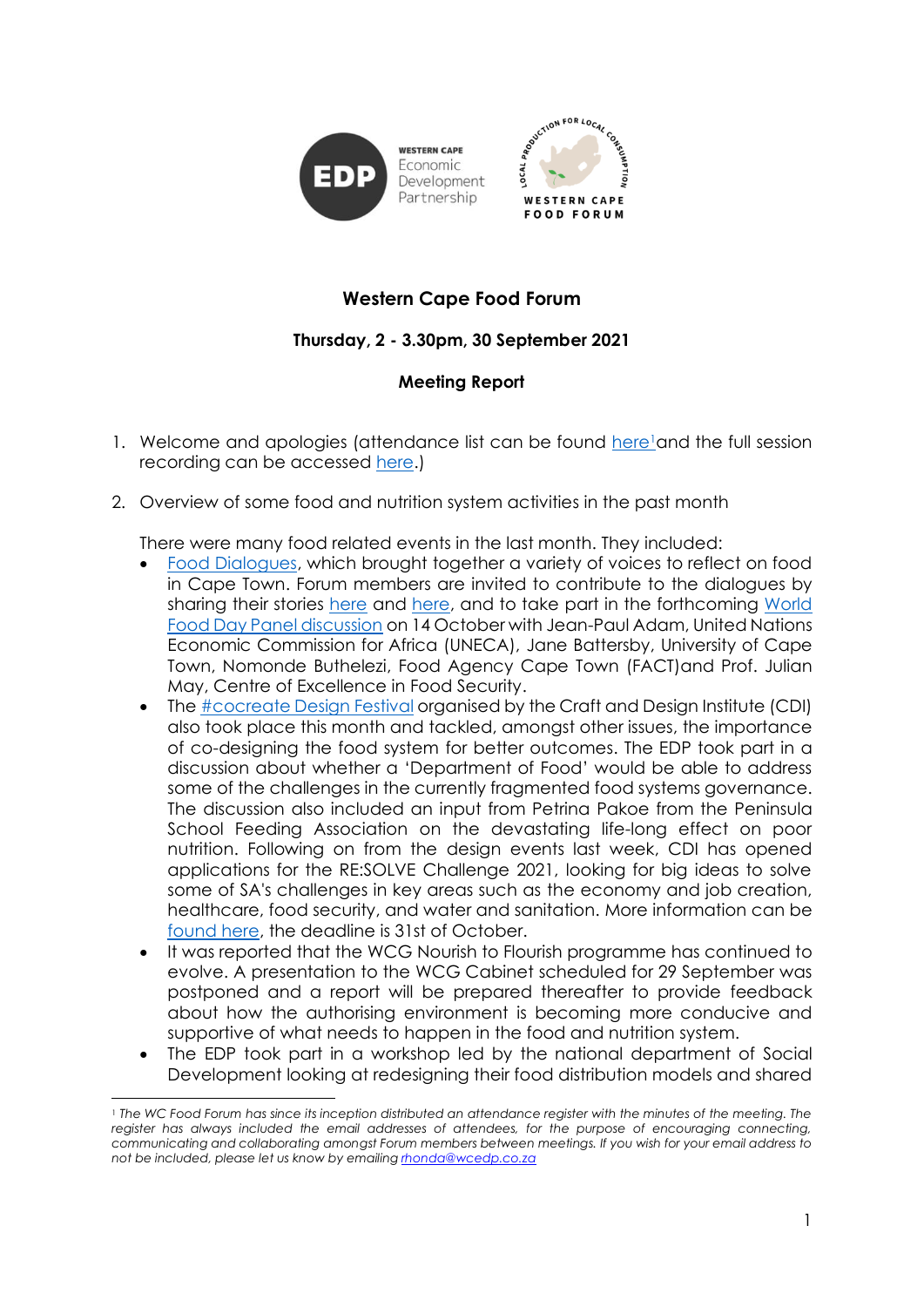# Western Cape Food Forum

**Thursday, 2 - 3.30pm, 30 September 2021**

**Meeting Report**

1. Welcome and apologies (attendance list can be found here[1]and the full session recording can be accessed here.)

2. Overview of some food and nutrition system activities in the past month

   There were many food related events in the last month. They included:

   - Food Dialogues, which brought together a variety of voices to reflect on food in Cape Town. Forum members are invited to contribute to the dialogues by sharing their stories here and here, and to take part in the forthcoming World Food Day Panel discussion on 14 October with Jean-Paul Adam, United Nations Economic Commission for Africa (UNECA), Jane Battersby, University of Cape Town, Nomonde Buthelezi, Food Agency Cape Town (FACT)and Prof. Julian May, Centre of Excellence in Food Security.
   - The #cocreate Design Festival organised by the Craft and Design Institute (CDI) also took place this month and tackled, amongst other issues, the importance of co-designing the food system for better outcomes. The EDP took part in a discussion about whether a 'Department of Food' would be able to address some of the challenges in the currently fragmented food systems governance. The discussion also included an input from Petrina Pakoe from the Peninsula School Feeding Association on the devastating life-long effect on poor nutrition. Following on from the design events last week, CDI has opened applications for the RE:SOLVE Challenge 2021, looking for big ideas to solve some of SA's challenges in key areas such as the economy and job creation, healthcare, food security, and water and sanitation. More information can be found here, the deadline is 31st of October.
   - It was reported that the WCG Nourish to Flourish programme has continued to evolve. A presentation to the WCG Cabinet scheduled for 29 September was postponed and a report will be prepared thereafter to provide feedback about how the authorising environment is becoming more conducive and supportive of what needs to happen in the food and nutrition system.
   - The EDP took part in a workshop led by the national department of Social Development looking at redesigning their food distribution models and shared

[1] *The WC Food Forum has since its inception distributed an attendance register with the minutes of the meeting. The register has always included the email addresses of attendees, for the purpose of encouraging connecting, communicating and collaborating amongst Forum members between meetings. If you wish for your email address to not be included, please let us know by emailing rhonda@wcedp.co.za*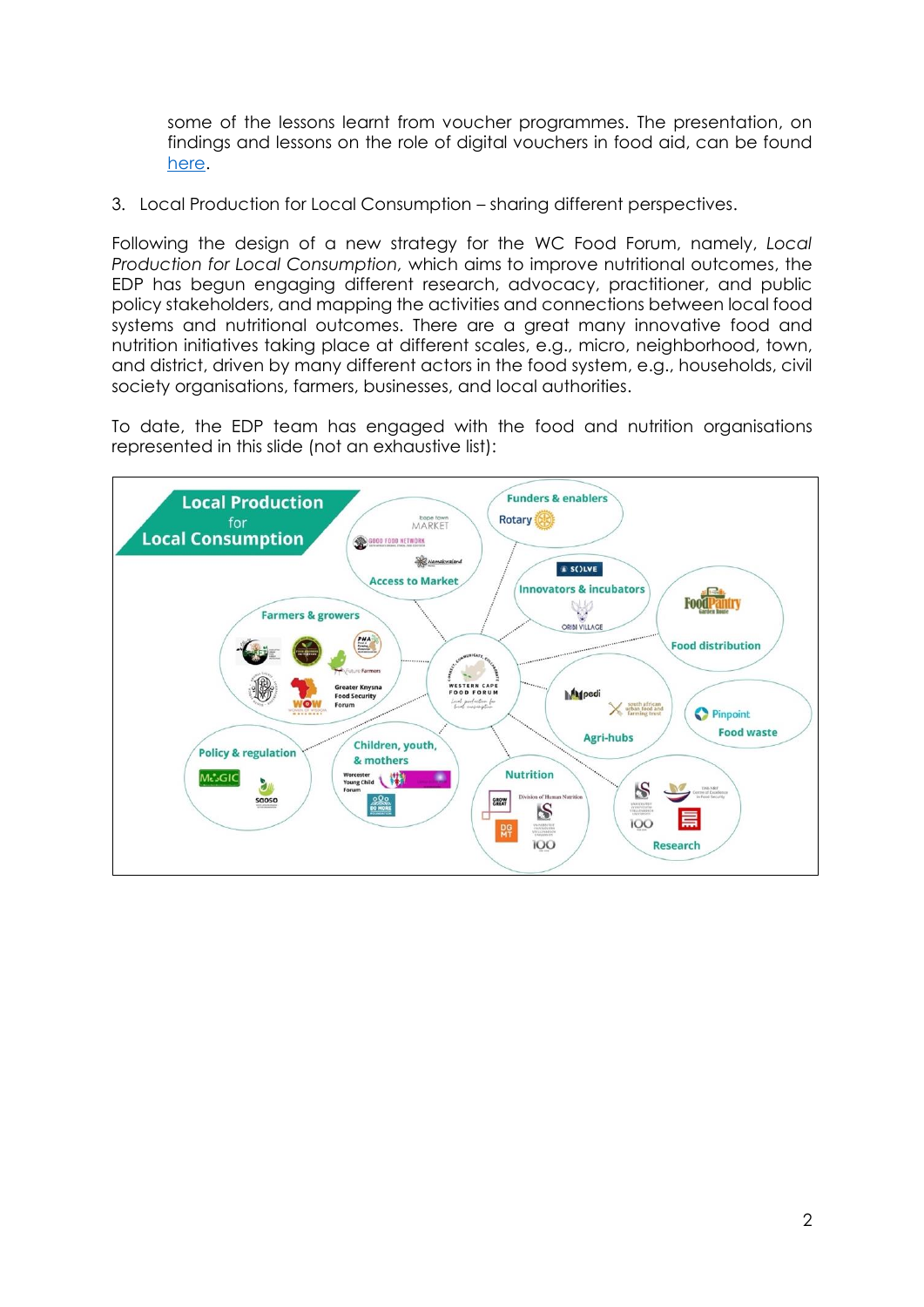some of the lessons learnt from voucher programmes. The presentation, on findings and lessons on the role of digital vouchers in food aid, can be found [here](#).

3. Local Production for Local Consumption – sharing different perspectives.

Following the design of a new strategy for the WC Food Forum, namely, *Local Production for Local Consumption,* which aims to improve nutritional outcomes, the EDP has begun engaging different research, advocacy, practitioner, and public policy stakeholders, and mapping the activities and connections between local food systems and nutritional outcomes. There are a great many innovative food and nutrition initiatives taking place at different scales, e.g., micro, neighborhood, town, and district, driven by many different actors in the food system, e.g., households, civil society organisations, farmers, businesses, and local authorities.

To date, the EDP team has engaged with the food and nutrition organisations represented in this slide (not an exhaustive list):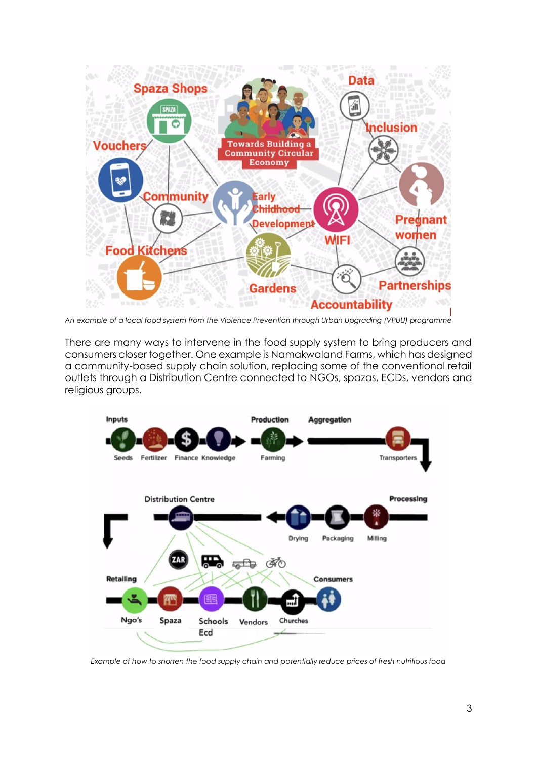An example of a local food system from the Violence Prevention through Urban Upgrading (VPUU) programme

There are many ways to intervene in the food supply system to bring producers and consumers closer together. One example is Namakwaland Farms, which has designed a community-based supply chain solution, replacing some of the conventional retail outlets through a Distribution Centre connected to NGOs, spazas, ECDs, vendors and religious groups.

Example of how to shorten the food supply chain and potentially reduce prices of fresh nutritious food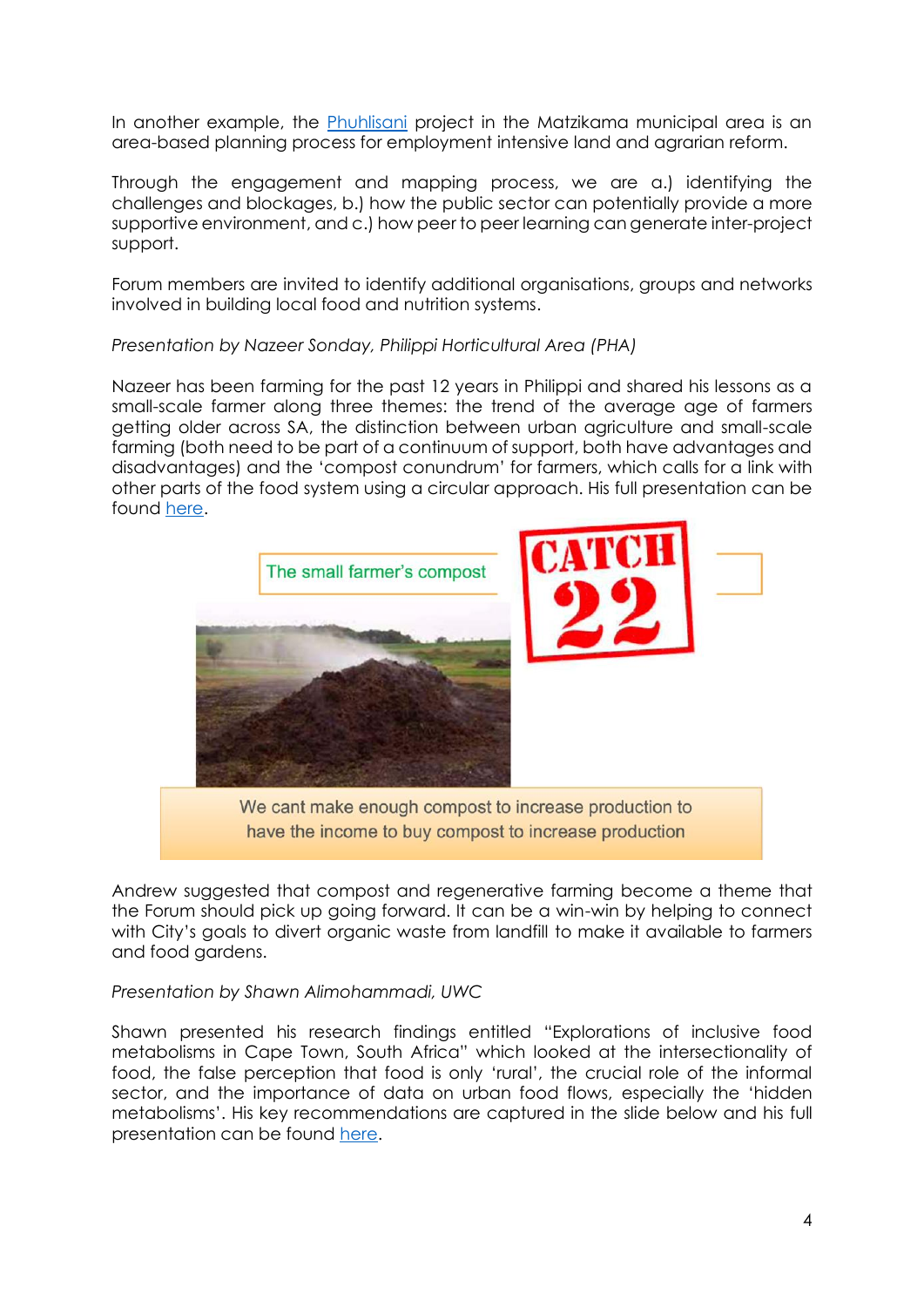In another example, the [Phuhlisani](#) project in the Matzikama municipal area is an area-based planning process for employment intensive land and agrarian reform.

Through the engagement and mapping process, we are a.) identifying the challenges and blockages, b.) how the public sector can potentially provide a more supportive environment, and c.) how peer to peer learning can generate inter-project support.

Forum members are invited to identify additional organisations, groups and networks involved in building local food and nutrition systems.

*Presentation by Nazeer Sonday, Philippi Horticultural Area (PHA)*

Nazeer has been farming for the past 12 years in Philippi and shared his lessons as a small-scale farmer along three themes: the trend of the average age of farmers getting older across SA, the distinction between urban agriculture and small-scale farming (both need to be part of a continuum of support, both have advantages and disadvantages) and the 'compost conundrum' for farmers, which calls for a link with other parts of the food system using a circular approach. His full presentation can be found [here](#).

The small farmer's compost

CATCH 22

We cant make enough compost to increase production to have the income to buy compost to increase production

Andrew suggested that compost and regenerative farming become a theme that the Forum should pick up going forward. It can be a win-win by helping to connect with City's goals to divert organic waste from landfill to make it available to farmers and food gardens.

*Presentation by Shawn Alimohammadi, UWC*

Shawn presented his research findings entitled "Explorations of inclusive food metabolisms in Cape Town, South Africa" which looked at the intersectionality of food, the false perception that food is only 'rural', the crucial role of the informal sector, and the importance of data on urban food flows, especially the 'hidden metabolisms'. His key recommendations are captured in the slide below and his full presentation can be found [here](#).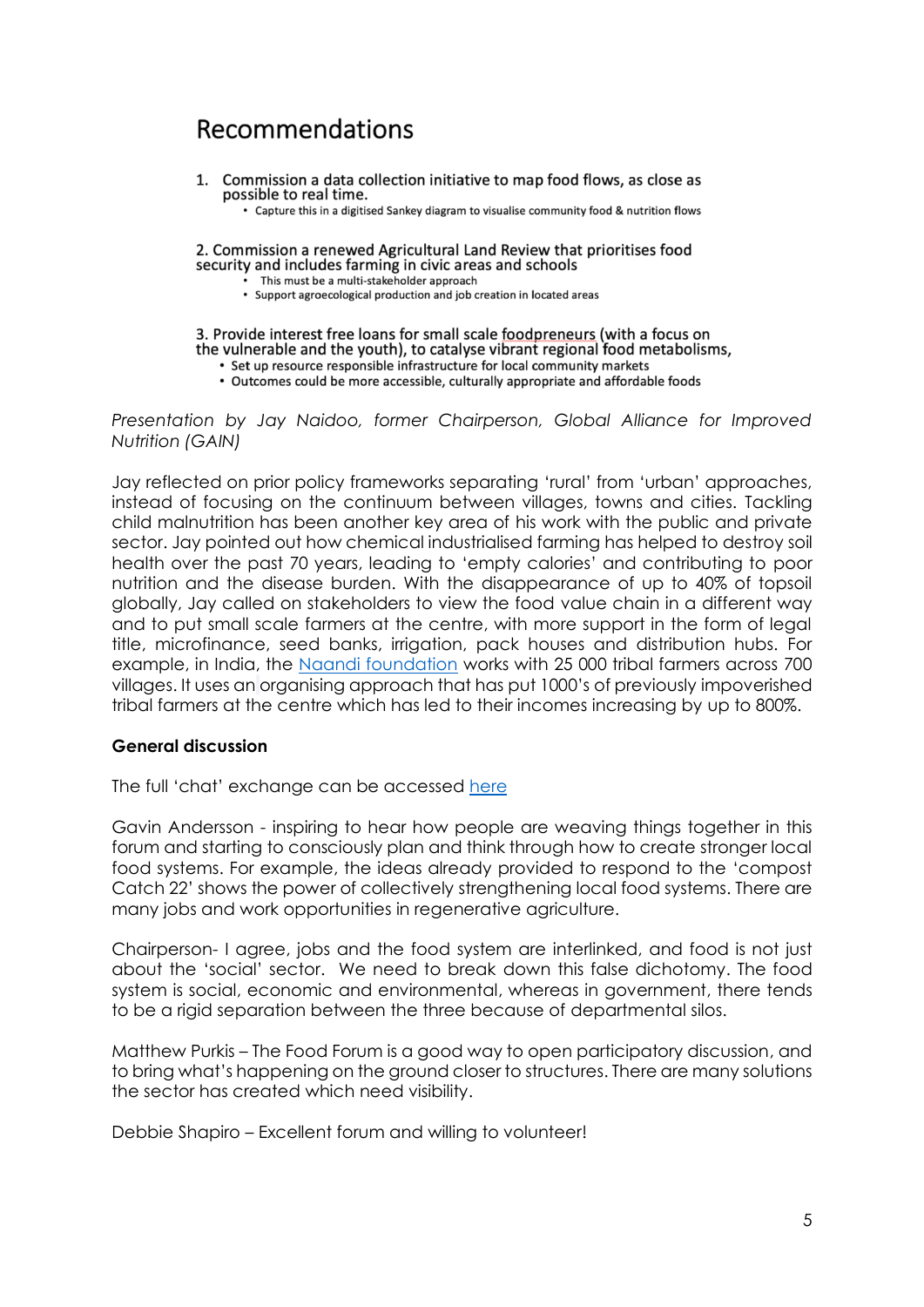## Recommendations

1. Commission a data collection initiative to map food flows, as close as possible to real time.
   - Capture this in a digitised Sankey diagram to visualise community food & nutrition flows

2. Commission a renewed Agricultural Land Review that prioritises food security and includes farming in civic areas and schools
   - This must be a multi-stakeholder approach
   - Support agroecological production and job creation in located areas

3. Provide interest free loans for small scale foodpreneurs (with a focus on the vulnerable and the youth), to catalyse vibrant regional food metabolisms,
   - Set up resource responsible infrastructure for local community markets
   - Outcomes could be more accessible, culturally appropriate and affordable foods

*Presentation by Jay Naidoo, former Chairperson, Global Alliance for Improved Nutrition (GAIN)*

Jay reflected on prior policy frameworks separating 'rural' from 'urban' approaches, instead of focusing on the continuum between villages, towns and cities. Tackling child malnutrition has been another key area of his work with the public and private sector. Jay pointed out how chemical industrialised farming has helped to destroy soil health over the past 70 years, leading to 'empty calories' and contributing to poor nutrition and the disease burden. With the disappearance of up to 40% of topsoil globally, Jay called on stakeholders to view the food value chain in a different way and to put small scale farmers at the centre, with more support in the form of legal title, microfinance, seed banks, irrigation, pack houses and distribution hubs. For example, in India, the Naandi foundation works with 25 000 tribal farmers across 700 villages. It uses an organising approach that has put 1000's of previously impoverished tribal farmers at the centre which has led to their incomes increasing by up to 800%.

**General discussion**

The full 'chat' exchange can be accessed here

Gavin Andersson - inspiring to hear how people are weaving things together in this forum and starting to consciously plan and think through how to create stronger local food systems. For example, the ideas already provided to respond to the 'compost Catch 22' shows the power of collectively strengthening local food systems. There are many jobs and work opportunities in regenerative agriculture.

Chairperson- I agree, jobs and the food system are interlinked, and food is not just about the 'social' sector. We need to break down this false dichotomy. The food system is social, economic and environmental, whereas in government, there tends to be a rigid separation between the three because of departmental silos.

Matthew Purkis – The Food Forum is a good way to open participatory discussion, and to bring what's happening on the ground closer to structures. There are many solutions the sector has created which need visibility.

Debbie Shapiro – Excellent forum and willing to volunteer!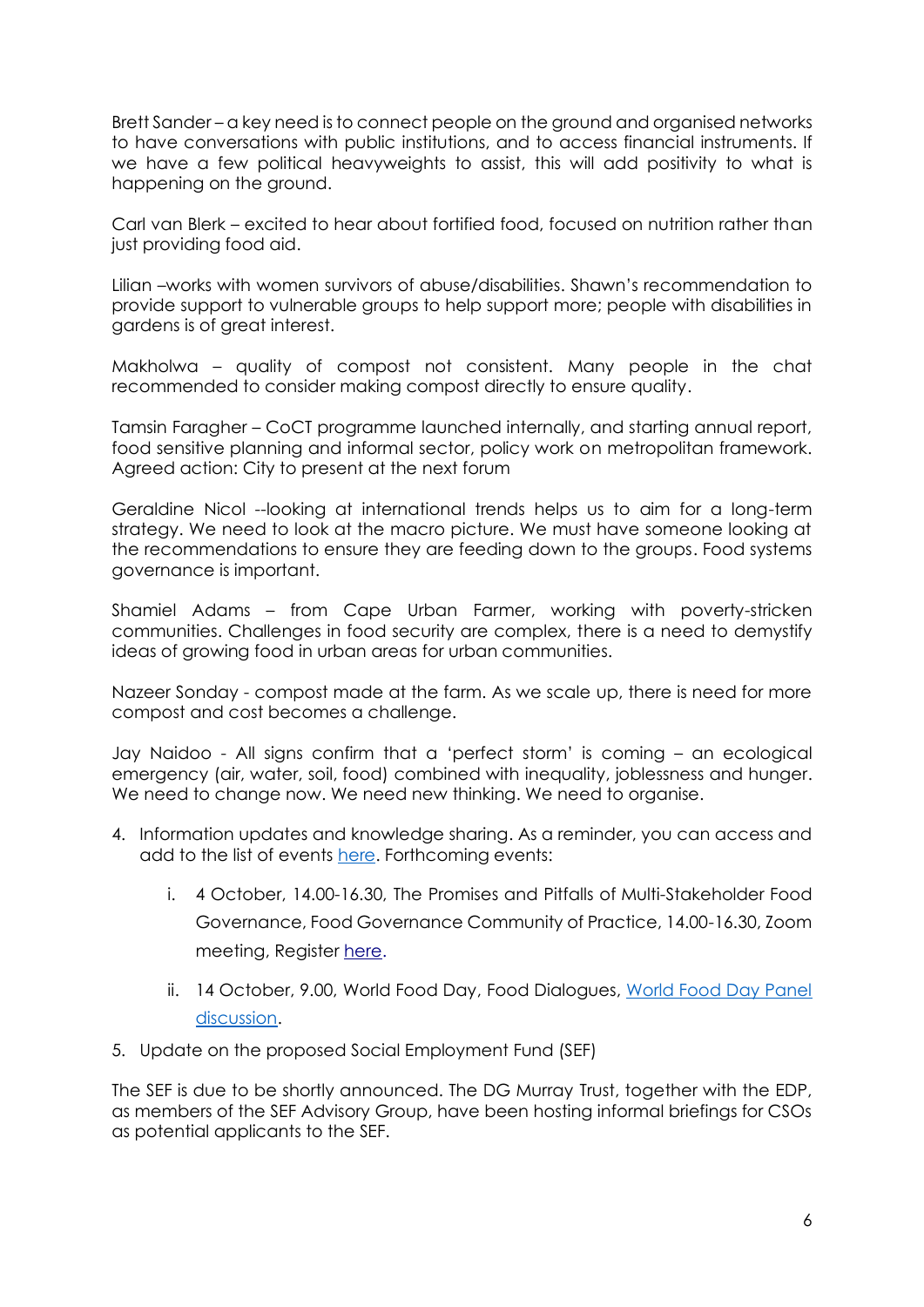Brett Sander – a key need is to connect people on the ground and organised networks to have conversations with public institutions, and to access financial instruments. If we have a few political heavyweights to assist, this will add positivity to what is happening on the ground.

Carl van Blerk – excited to hear about fortified food, focused on nutrition rather than just providing food aid.

Lilian –works with women survivors of abuse/disabilities. Shawn's recommendation to provide support to vulnerable groups to help support more; people with disabilities in gardens is of great interest.

Makholwa – quality of compost not consistent. Many people in the chat recommended to consider making compost directly to ensure quality.

Tamsin Faragher – CoCT programme launched internally, and starting annual report, food sensitive planning and informal sector, policy work on metropolitan framework. Agreed action: City to present at the next forum

Geraldine Nicol --looking at international trends helps us to aim for a long-term strategy. We need to look at the macro picture. We must have someone looking at the recommendations to ensure they are feeding down to the groups. Food systems governance is important.

Shamiel Adams – from Cape Urban Farmer, working with poverty-stricken communities. Challenges in food security are complex, there is a need to demystify ideas of growing food in urban areas for urban communities.

Nazeer Sonday - compost made at the farm. As we scale up, there is need for more compost and cost becomes a challenge.

Jay Naidoo - All signs confirm that a 'perfect storm' is coming – an ecological emergency (air, water, soil, food) combined with inequality, joblessness and hunger. We need to change now. We need new thinking. We need to organise.

4. Information updates and knowledge sharing. As a reminder, you can access and add to the list of events here. Forthcoming events:

   i. 4 October, 14.00-16.30, The Promises and Pitfalls of Multi-Stakeholder Food Governance, Food Governance Community of Practice, 14.00-16.30, Zoom meeting, Register here.

   ii. 14 October, 9.00, World Food Day, Food Dialogues, World Food Day Panel discussion.

5. Update on the proposed Social Employment Fund (SEF)

The SEF is due to be shortly announced. The DG Murray Trust, together with the EDP, as members of the SEF Advisory Group, have been hosting informal briefings for CSOs as potential applicants to the SEF.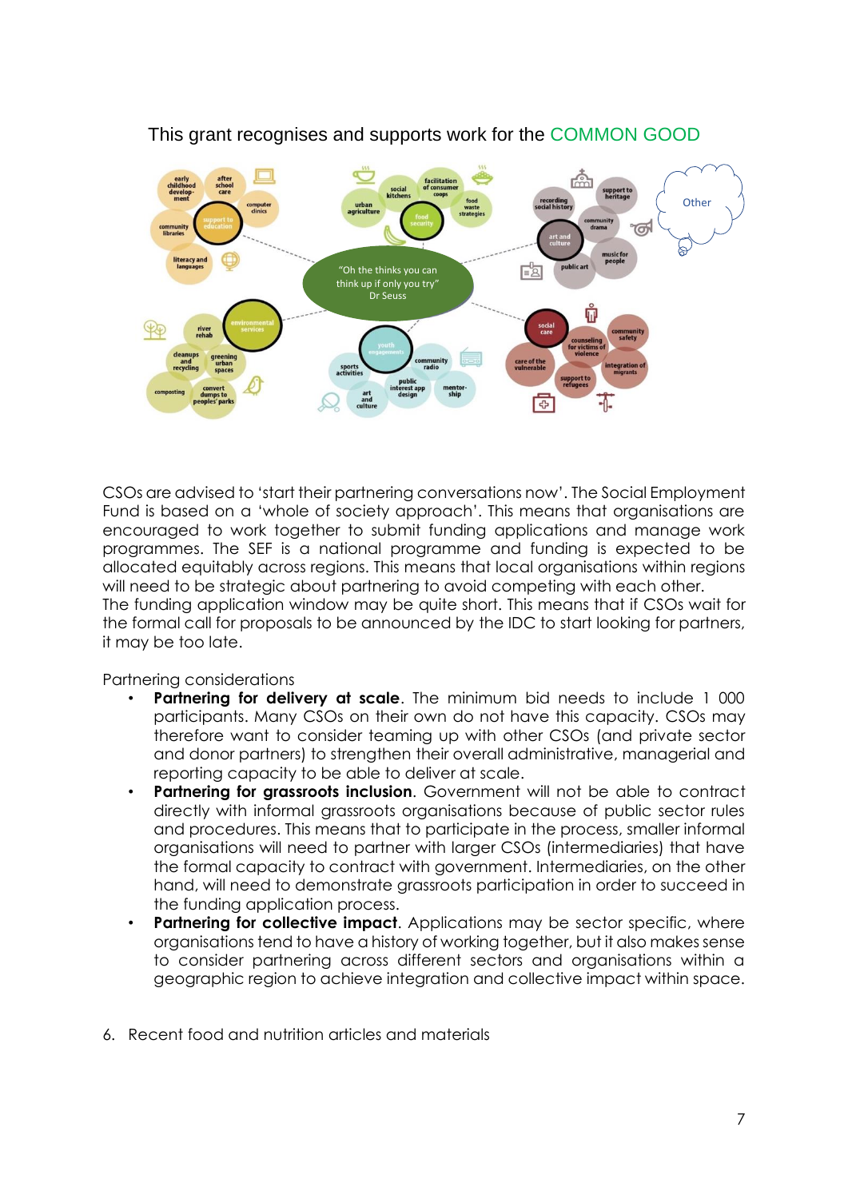This grant recognises and supports work for the COMMON GOOD

CSOs are advised to 'start their partnering conversations now'. The Social Employment Fund is based on a 'whole of society approach'. This means that organisations are encouraged to work together to submit funding applications and manage work programmes. The SEF is a national programme and funding is expected to be allocated equitably across regions. This means that local organisations within regions will need to be strategic about partnering to avoid competing with each other.
The funding application window may be quite short. This means that if CSOs wait for the formal call for proposals to be announced by the IDC to start looking for partners, it may be too late.

Partnering considerations

- **Partnering for delivery at scale**. The minimum bid needs to include 1 000 participants. Many CSOs on their own do not have this capacity. CSOs may therefore want to consider teaming up with other CSOs (and private sector and donor partners) to strengthen their overall administrative, managerial and reporting capacity to be able to deliver at scale.
- **Partnering for grassroots inclusion**. Government will not be able to contract directly with informal grassroots organisations because of public sector rules and procedures. This means that to participate in the process, smaller informal organisations will need to partner with larger CSOs (intermediaries) that have the formal capacity to contract with government. Intermediaries, on the other hand, will need to demonstrate grassroots participation in order to succeed in the funding application process.
- **Partnering for collective impact**. Applications may be sector specific, where organisations tend to have a history of working together, but it also makes sense to consider partnering across different sectors and organisations within a geographic region to achieve integration and collective impact within space.

6. Recent food and nutrition articles and materials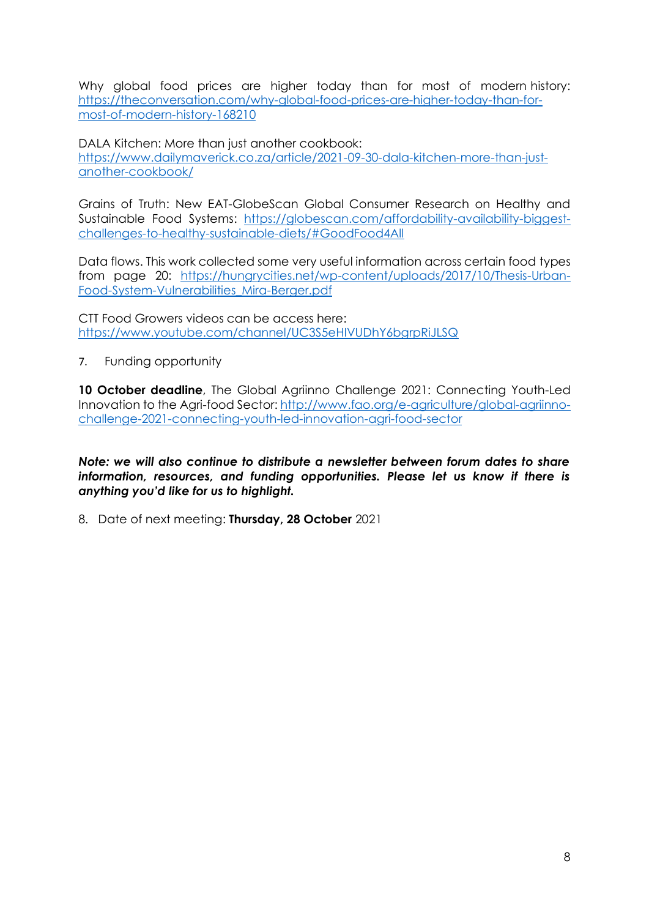Why global food prices are higher today than for most of modern history: https://theconversation.com/why-global-food-prices-are-higher-today-than-for-most-of-modern-history-168210

DALA Kitchen: More than just another cookbook: https://www.dailymaverick.co.za/article/2021-09-30-dala-kitchen-more-than-just-another-cookbook/

Grains of Truth: New EAT-GlobeScan Global Consumer Research on Healthy and Sustainable Food Systems: https://globescan.com/affordability-availability-biggest-challenges-to-healthy-sustainable-diets/#GoodFood4All

Data flows. This work collected some very useful information across certain food types from page 20: https://hungrycities.net/wp-content/uploads/2017/10/Thesis-Urban-Food-System-Vulnerabilities_Mira-Berger.pdf

CTT Food Growers videos can be access here: https://www.youtube.com/channel/UC3S5eHIVUDhY6bgrpRiJLSQ

7. Funding opportunity

**10 October deadline**, The Global Agriinno Challenge 2021: Connecting Youth-Led Innovation to the Agri-food Sector: http://www.fao.org/e-agriculture/global-agriinno-challenge-2021-connecting-youth-led-innovation-agri-food-sector

***Note: we will also continue to distribute a newsletter between forum dates to share information, resources, and funding opportunities. Please let us know if there is anything you'd like for us to highlight.***

8. Date of next meeting: **Thursday, 28 October** 2021